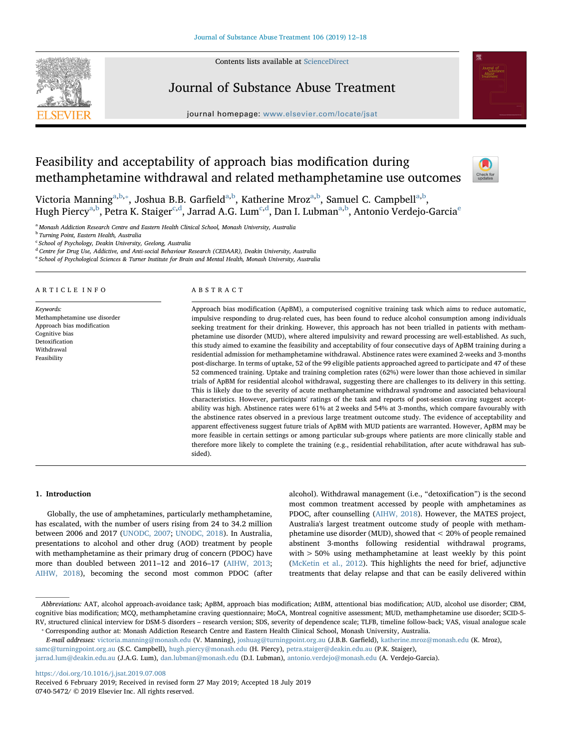# Feasibility and acceptability of approach bias modification during methamphetamine withdrawal and related methamphetamine use outcomes

Victoria Manning[a,b,*], Joshua B.B. Garfield[a,b], Katherine Mroz[a,b], Samuel C. Campbell[a,b], Hugh Piercy[a,b], Petra K. Staiger[c,d], Jarrad A.G. Lum[c,d], Dan I. Lubman[a,b], Antonio Verdejo-Garcia[e]

[a] Monash Addiction Research Centre and Eastern Health Clinical School, Monash University, Australia
[b] Turning Point, Eastern Health, Australia
[c] School of Psychology, Deakin University, Geelong, Australia
[d] Centre for Drug Use, Addictive, and Anti-social Behaviour Research (CEDAAR), Deakin University, Australia
[e] School of Psychological Sciences & Turner Institute for Brain and Mental Health, Monash University, Australia

## ARTICLE INFO

*Keywords:*
Methamphetamine use disorder
Approach bias modification
Cognitive bias
Detoxification
Withdrawal
Feasibility

## ABSTRACT

Approach bias modification (ApBM), a computerised cognitive training task which aims to reduce automatic, impulsive responding to drug-related cues, has been found to reduce alcohol consumption among individuals seeking treatment for their drinking. However, this approach has not been trialled in patients with methamphetamine use disorder (MUD), where altered impulsivity and reward processing are well-established. As such, this study aimed to examine the feasibility and acceptability of four consecutive days of ApBM training during a residential admission for methamphetamine withdrawal. Abstinence rates were examined 2-weeks and 3-months post-discharge. In terms of uptake, 52 of the 99 eligible patients approached agreed to participate and 47 of these 52 commenced training. Uptake and training completion rates (62%) were lower than those achieved in similar trials of ApBM for residential alcohol withdrawal, suggesting there are challenges to its delivery in this setting. This is likely due to the severity of acute methamphetamine withdrawal syndrome and associated behavioural characteristics. However, participants' ratings of the task and reports of post-session craving suggest acceptability was high. Abstinence rates were 61% at 2 weeks and 54% at 3-months, which compare favourably with the abstinence rates observed in a previous large treatment outcome study. The evidence of acceptability and apparent effectiveness suggest future trials of ApBM with MUD patients are warranted. However, ApBM may be more feasible in certain settings or among particular sub-groups where patients are more clinically stable and therefore more likely to complete the training (e.g., residential rehabilitation, after acute withdrawal has subsided).

## 1. Introduction

Globally, the use of amphetamines, particularly methamphetamine, has escalated, with the number of users rising from 24 to 34.2 million between 2006 and 2017 (UNODC, 2007; UNODC, 2018). In Australia, presentations to alcohol and other drug (AOD) treatment by people with methamphetamine as their primary drug of concern (PDOC) have more than doubled between 2011–12 and 2016–17 (AIHW, 2013; AIHW, 2018), becoming the second most common PDOC (after alcohol). Withdrawal management (i.e., "detoxification") is the second most common treatment accessed by people with amphetamines as PDOC, after counselling (AIHW, 2018). However, the MATES project, Australia's largest treatment outcome study of people with methamphetamine use disorder (MUD), showed that < 20% of people remained abstinent 3-months following residential withdrawal programs, with > 50% using methamphetamine at least weekly by this point (McKetin et al., 2012). This highlights the need for brief, adjunctive treatments that delay relapse and that can be easily delivered within

---

*Abbreviations:* AAT, alcohol approach-avoidance task; ApBM, approach bias modification; AtBM, attentional bias modification; AUD, alcohol use disorder; CBM, cognitive bias modification; MCQ, methamphetamine craving questionnaire; MoCA, Montreal cognitive assessment; MUD, methamphetamine use disorder; SCID-5-RV, structured clinical interview for DSM-5 disorders – research version; SDS, severity of dependence scale; TLFB, timeline follow-back; VAS, visual analogue scale

* Corresponding author at: Monash Addiction Research Centre and Eastern Health Clinical School, Monash University, Australia.

*E-mail addresses:* victoria.manning@monash.edu (V. Manning), joshuag@turningpoint.org.au (J.B.B. Garfield), katherine.mroz@monash.edu (K. Mroz), samc@turningpoint.org.au (S.C. Campbell), hugh.piercy@monash.edu (H. Piercy), petra.staiger@deakin.edu.au (P.K. Staiger), jarrad.lum@deakin.edu.au (J.A.G. Lum), dan.lubman@monash.edu (D.I. Lubman), antonio.verdejo@monash.edu (A. Verdejo-Garcia).

https://doi.org/10.1016/j.jsat.2019.07.008
Received 6 February 2019; Received in revised form 27 May 2019; Accepted 18 July 2019
0740-5472/ © 2019 Elsevier Inc. All rights reserved.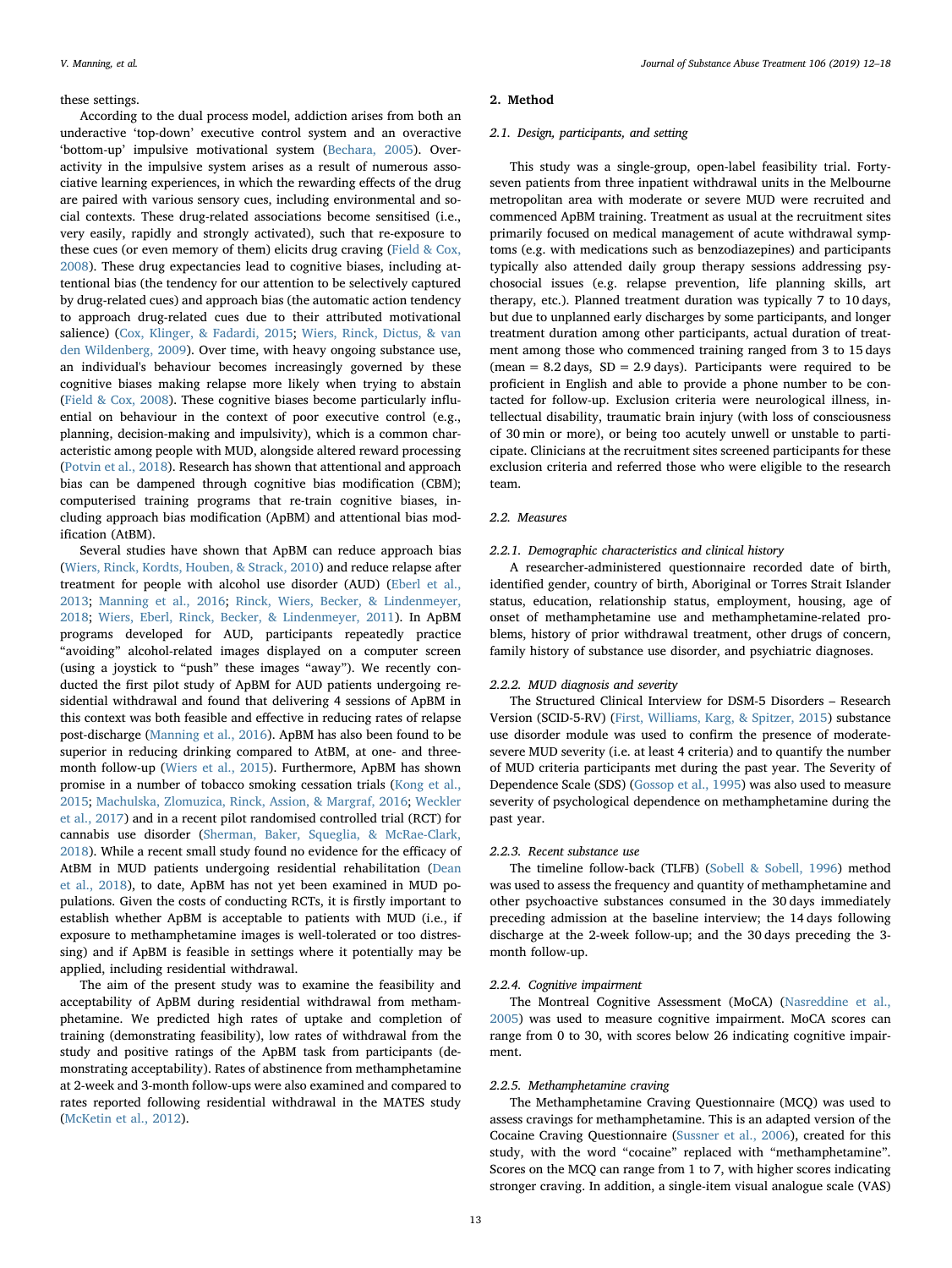these settings.

According to the dual process model, addiction arises from both an underactive 'top-down' executive control system and an overactive 'bottom-up' impulsive motivational system (Bechara, 2005). Overactivity in the impulsive system arises as a result of numerous associative learning experiences, in which the rewarding effects of the drug are paired with various sensory cues, including environmental and social contexts. These drug-related associations become sensitised (i.e., very easily, rapidly and strongly activated), such that re-exposure to these cues (or even memory of them) elicits drug craving (Field & Cox, 2008). These drug expectancies lead to cognitive biases, including attentional bias (the tendency for our attention to be selectively captured by drug-related cues) and approach bias (the automatic action tendency to approach drug-related cues due to their attributed motivational salience) (Cox, Klinger, & Fadardi, 2015; Wiers, Rinck, Dictus, & van den Wildenberg, 2009). Over time, with heavy ongoing substance use, an individual's behaviour becomes increasingly governed by these cognitive biases making relapse more likely when trying to abstain (Field & Cox, 2008). These cognitive biases become particularly influential on behaviour in the context of poor executive control (e.g., planning, decision-making and impulsivity), which is a common characteristic among people with MUD, alongside altered reward processing (Potvin et al., 2018). Research has shown that attentional and approach bias can be dampened through cognitive bias modification (CBM); computerised training programs that re-train cognitive biases, including approach bias modification (ApBM) and attentional bias modification (AtBM).

Several studies have shown that ApBM can reduce approach bias (Wiers, Rinck, Kordts, Houben, & Strack, 2010) and reduce relapse after treatment for people with alcohol use disorder (AUD) (Eberl et al., 2013; Manning et al., 2016; Rinck, Wiers, Becker, & Lindenmeyer, 2018; Wiers, Eberl, Rinck, Becker, & Lindenmeyer, 2011). In ApBM programs developed for AUD, participants repeatedly practice "avoiding" alcohol-related images displayed on a computer screen (using a joystick to "push" these images "away"). We recently conducted the first pilot study of ApBM for AUD patients undergoing residential withdrawal and found that delivering 4 sessions of ApBM in this context was both feasible and effective in reducing rates of relapse post-discharge (Manning et al., 2016). ApBM has also been found to be superior in reducing drinking compared to AtBM, at one- and three-month follow-up (Wiers et al., 2015). Furthermore, ApBM has shown promise in a number of tobacco smoking cessation trials (Kong et al., 2015; Machulska, Zlomuzica, Rinck, Assion, & Margraf, 2016; Weckler et al., 2017) and in a recent pilot randomised controlled trial (RCT) for cannabis use disorder (Sherman, Baker, Squeglia, & McRae-Clark, 2018). While a recent small study found no evidence for the efficacy of AtBM in MUD patients undergoing residential rehabilitation (Dean et al., 2018), to date, ApBM has not yet been examined in MUD populations. Given the costs of conducting RCTs, it is firstly important to establish whether ApBM is acceptable to patients with MUD (i.e., if exposure to methamphetamine images is well-tolerated or too distressing) and if ApBM is feasible in settings where it potentially may be applied, including residential withdrawal.

The aim of the present study was to examine the feasibility and acceptability of ApBM during residential withdrawal from methamphetamine. We predicted high rates of uptake and completion of training (demonstrating feasibility), low rates of withdrawal from the study and positive ratings of the ApBM task from participants (demonstrating acceptability). Rates of abstinence from methamphetamine at 2-week and 3-month follow-ups were also examined and compared to rates reported following residential withdrawal in the MATES study (McKetin et al., 2012).

## 2. Method

### 2.1. Design, participants, and setting

This study was a single-group, open-label feasibility trial. Forty-seven patients from three inpatient withdrawal units in the Melbourne metropolitan area with moderate or severe MUD were recruited and commenced ApBM training. Treatment as usual at the recruitment sites primarily focused on medical management of acute withdrawal symptoms (e.g. with medications such as benzodiazepines) and participants typically also attended daily group therapy sessions addressing psychosocial issues (e.g. relapse prevention, life planning skills, art therapy, etc.). Planned treatment duration was typically 7 to 10 days, but due to unplanned early discharges by some participants, and longer treatment duration among other participants, actual duration of treatment among those who commenced training ranged from 3 to 15 days (mean = 8.2 days, SD = 2.9 days). Participants were required to be proficient in English and able to provide a phone number to be contacted for follow-up. Exclusion criteria were neurological illness, intellectual disability, traumatic brain injury (with loss of consciousness of 30 min or more), or being too acutely unwell or unstable to participate. Clinicians at the recruitment sites screened participants for these exclusion criteria and referred those who were eligible to the research team.

### 2.2. Measures

#### 2.2.1. Demographic characteristics and clinical history

A researcher-administered questionnaire recorded date of birth, identified gender, country of birth, Aboriginal or Torres Strait Islander status, education, relationship status, employment, housing, age of onset of methamphetamine use and methamphetamine-related problems, history of prior withdrawal treatment, other drugs of concern, family history of substance use disorder, and psychiatric diagnoses.

#### 2.2.2. MUD diagnosis and severity

The Structured Clinical Interview for DSM-5 Disorders – Research Version (SCID-5-RV) (First, Williams, Karg, & Spitzer, 2015) substance use disorder module was used to confirm the presence of moderate-severe MUD severity (i.e. at least 4 criteria) and to quantify the number of MUD criteria participants met during the past year. The Severity of Dependence Scale (SDS) (Gossop et al., 1995) was also used to measure severity of psychological dependence on methamphetamine during the past year.

#### 2.2.3. Recent substance use

The timeline follow-back (TLFB) (Sobell & Sobell, 1996) method was used to assess the frequency and quantity of methamphetamine and other psychoactive substances consumed in the 30 days immediately preceding admission at the baseline interview; the 14 days following discharge at the 2-week follow-up; and the 30 days preceding the 3-month follow-up.

#### 2.2.4. Cognitive impairment

The Montreal Cognitive Assessment (MoCA) (Nasreddine et al., 2005) was used to measure cognitive impairment. MoCA scores can range from 0 to 30, with scores below 26 indicating cognitive impairment.

#### 2.2.5. Methamphetamine craving

The Methamphetamine Craving Questionnaire (MCQ) was used to assess cravings for methamphetamine. This is an adapted version of the Cocaine Craving Questionnaire (Sussner et al., 2006), created for this study, with the word "cocaine" replaced with "methamphetamine". Scores on the MCQ can range from 1 to 7, with higher scores indicating stronger craving. In addition, a single-item visual analogue scale (VAS)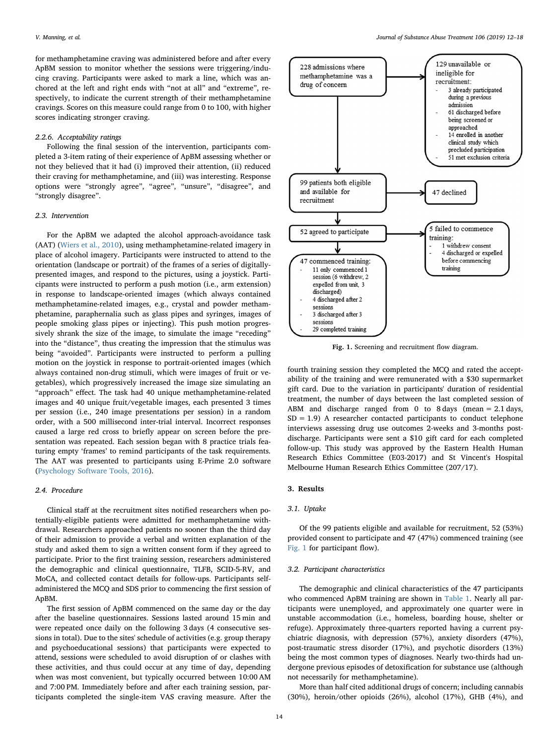for methamphetamine craving was administered before and after every ApBM session to monitor whether the sessions were triggering/inducing craving. Participants were asked to mark a line, which was anchored at the left and right ends with "not at all" and "extreme", respectively, to indicate the current strength of their methamphetamine cravings. Scores on this measure could range from 0 to 100, with higher scores indicating stronger craving.

#### 2.2.6. Acceptability ratings

Following the final session of the intervention, participants completed a 3-item rating of their experience of ApBM assessing whether or not they believed that it had (i) improved their attention, (ii) reduced their craving for methamphetamine, and (iii) was interesting. Response options were "strongly agree", "agree", "unsure", "disagree", and "strongly disagree".

### 2.3. Intervention

For the ApBM we adapted the alcohol approach-avoidance task (AAT) (Wiers et al., 2010), using methamphetamine-related imagery in place of alcohol imagery. Participants were instructed to attend to the orientation (landscape or portrait) of the frames of a series of digitally-presented images, and respond to the pictures, using a joystick. Participants were instructed to perform a push motion (i.e., arm extension) in response to landscape-oriented images (which always contained methamphetamine-related images, e.g., crystal and powder methamphetamine, paraphernalia such as glass pipes and syringes, images of people smoking glass pipes or injecting). This push motion progressively shrank the size of the image, to simulate the image "receding" into the "distance", thus creating the impression that the stimulus was being "avoided". Participants were instructed to perform a pulling motion on the joystick in response to portrait-oriented images (which always contained non-drug stimuli, which were images of fruit or vegetables), which progressively increased the image size simulating an "approach" effect. The task had 40 unique methamphetamine-related images and 40 unique fruit/vegetable images, each presented 3 times per session (i.e., 240 image presentations per session) in a random order, with a 500 millisecond inter-trial interval. Incorrect responses caused a large red cross to briefly appear on screen before the presentation was repeated. Each session began with 8 practice trials featuring empty 'frames' to remind participants of the task requirements. The AAT was presented to participants using E-Prime 2.0 software (Psychology Software Tools, 2016).

### 2.4. Procedure

Clinical staff at the recruitment sites notified researchers when potentially-eligible patients were admitted for methamphetamine withdrawal. Researchers approached patients no sooner than the third day of their admission to provide a verbal and written explanation of the study and asked them to sign a written consent form if they agreed to participate. Prior to the first training session, researchers administered the demographic and clinical questionnaire, TLFB, SCID-5-RV, and MoCA, and collected contact details for follow-ups. Participants self-administered the MCQ and SDS prior to commencing the first session of ApBM.

The first session of ApBM commenced on the same day or the day after the baseline questionnaires. Sessions lasted around 15 min and were repeated once daily on the following 3 days (4 consecutive sessions in total). Due to the sites' schedule of activities (e.g. group therapy and psychoeducational sessions) that participants were expected to attend, sessions were scheduled to avoid disruption of or clashes with these activities, and thus could occur at any time of day, depending when was most convenient, but typically occurred between 10:00 AM and 7:00 PM. Immediately before and after each training session, participants completed the single-item VAS craving measure. After the

228 admissions where methamphetamine was a drug of concern

129 unavailable or ineligible for recruitment:
- 3 already participated during a previous admission
- 61 discharged before being screened or approached
- 14 enrolled in another clinical study which precluded participation
- 51 met exclusion criteria

99 patients both eligible and available for recruitment

47 declined

52 agreed to participate

5 failed to commence training:
- 1 withdrew consent
- 4 discharged or expelled before commencing training

47 commenced training:
- 11 only commenced 1 session (6 withdrew, 2 expelled from unit, 3 discharged)
- 4 discharged after 2 sessions
- 3 discharged after 3 sessions
- 29 completed training

**Fig. 1.** Screening and recruitment flow diagram.

fourth training session they completed the MCQ and rated the acceptability of the training and were remunerated with a $30 supermarket gift card. Due to the variation in participants' duration of residential treatment, the number of days between the last completed session of ABM and discharge ranged from 0 to 8 days (mean = 2.1 days, SD = 1.9) A researcher contacted participants to conduct telephone interviews assessing drug use outcomes 2-weeks and 3-months post-discharge. Participants were sent a $10 gift card for each completed follow-up. This study was approved by the Eastern Health Human Research Ethics Committee (E03-2017) and St Vincent's Hospital Melbourne Human Research Ethics Committee (207/17).

## 3. Results

### 3.1. Uptake

Of the 99 patients eligible and available for recruitment, 52 (53%) provided consent to participate and 47 (47%) commenced training (see Fig. 1 for participant flow).

### 3.2. Participant characteristics

The demographic and clinical characteristics of the 47 participants who commenced ApBM training are shown in Table 1. Nearly all participants were unemployed, and approximately one quarter were in unstable accommodation (i.e., homeless, boarding house, shelter or refuge). Approximately three-quarters reported having a current psychiatric diagnosis, with depression (57%), anxiety disorders (47%), post-traumatic stress disorder (17%), and psychotic disorders (13%) being the most common types of diagnoses. Nearly two-thirds had undergone previous episodes of detoxification for substance use (although not necessarily for methamphetamine).

More than half cited additional drugs of concern; including cannabis (30%), heroin/other opioids (26%), alcohol (17%), GHB (4%), and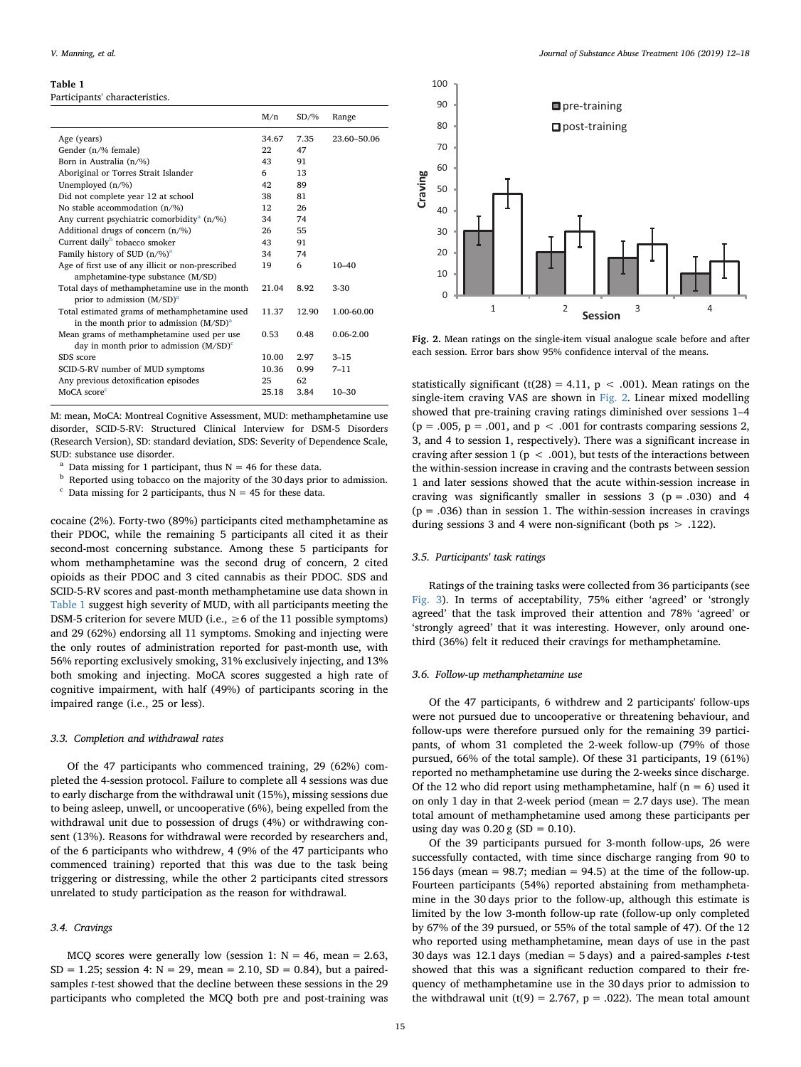**Table 1**
Participants' characteristics.

| | M/n | SD/% | Range |
|---|---|---|---|
| Age (years) | 34.67 | 7.35 | 23.60–50.06 |
| Gender (n/% female) | 22 | 47 | |
| Born in Australia (n/%) | 43 | 91 | |
| Aboriginal or Torres Strait Islander | 6 | 13 | |
| Unemployed (n/%) | 42 | 89 | |
| Did not complete year 12 at school | 38 | 81 | |
| No stable accommodation (n/%) | 12 | 26 | |
| Any current psychiatric comorbidity[a] (n/%) | 34 | 74 | |
| Additional drugs of concern (n/%) | 26 | 55 | |
| Current daily[b] tobacco smoker | 43 | 91 | |
| Family history of SUD (n/%)[a] | 34 | 74 | |
| Age of first use of any illicit or non-prescribed amphetamine-type substance (M/SD) | 19 | 6 | 10–40 |
| Total days of methamphetamine use in the month prior to admission (M/SD)[a] | 21.04 | 8.92 | 3-30 |
| Total estimated grams of methamphetamine used in the month prior to admission (M/SD)[a] | 11.37 | 12.90 | 1.00-60.00 |
| Mean grams of methamphetamine used per use day in month prior to admission (M/SD)[c] | 0.53 | 0.48 | 0.06-2.00 |
| SDS score | 10.00 | 2.97 | 3–15 |
| SCID-5-RV number of MUD symptoms | 10.36 | 0.99 | 7–11 |
| Any previous detoxification episodes | 25 | 62 | |
| MoCA score[c] | 25.18 | 3.84 | 10–30 |

M: mean, MoCA: Montreal Cognitive Assessment, MUD: methamphetamine use disorder, SCID-5-RV: Structured Clinical Interview for DSM-5 Disorders (Research Version), SD: standard deviation, SDS: Severity of Dependence Scale, SUD: substance use disorder.

[a] Data missing for 1 participant, thus N = 46 for these data.

[b] Reported using tobacco on the majority of the 30 days prior to admission.

[c] Data missing for 2 participants, thus N = 45 for these data.

cocaine (2%). Forty-two (89%) participants cited methamphetamine as their PDOC, while the remaining 5 participants all cited it as their second-most concerning substance. Among these 5 participants for whom methamphetamine was the second drug of concern, 2 cited opioids as their PDOC and 3 cited cannabis as their PDOC. SDS and SCID-5-RV scores and past-month methamphetamine use data shown in Table 1 suggest high severity of MUD, with all participants meeting the DSM-5 criterion for severe MUD (i.e., ≥6 of the 11 possible symptoms) and 29 (62%) endorsing all 11 symptoms. Smoking and injecting were the only routes of administration reported for past-month use, with 56% reporting exclusively smoking, 31% exclusively injecting, and 13% both smoking and injecting. MoCA scores suggested a high rate of cognitive impairment, with half (49%) of participants scoring in the impaired range (i.e., 25 or less).

### 3.3. Completion and withdrawal rates

Of the 47 participants who commenced training, 29 (62%) completed the 4-session protocol. Failure to complete all 4 sessions was due to early discharge from the withdrawal unit (15%), missing sessions due to being asleep, unwell, or uncooperative (6%), being expelled from the withdrawal unit due to possession of drugs (4%) or withdrawing consent (13%). Reasons for withdrawal were recorded by researchers and, of the 6 participants who withdrew, 4 (9% of the 47 participants who commenced training) reported that this was due to the task being triggering or distressing, while the other 2 participants cited stressors unrelated to study participation as the reason for withdrawal.

### 3.4. Cravings

MCQ scores were generally low (session 1: N = 46, mean = 2.63, SD = 1.25; session 4: N = 29, mean = 2.10, SD = 0.84), but a paired-samples *t*-test showed that the decline between these sessions in the 29 participants who completed the MCQ both pre and post-training was statistically significant ($t(28) = 4.11$, $p < .001$). Mean ratings on the single-item craving VAS are shown in Fig. 2. Linear mixed modelling showed that pre-training craving ratings diminished over sessions 1–4 ($p = .005$, $p = .001$, and $p < .001$ for contrasts comparing sessions 2, 3, and 4 to session 1, respectively). There was a significant increase in craving after session 1 ($p < .001$), but tests of the interactions between the within-session increase in craving and the contrasts between session 1 and later sessions showed that the acute within-session increase in craving was significantly smaller in sessions 3 ($p = .030$) and 4 ($p = .036$) than in session 1. The within-session increases in cravings during sessions 3 and 4 were non-significant (both ps > .122).

**Fig. 2.** Mean ratings on the single-item visual analogue scale before and after each session. Error bars show 95% confidence interval of the means.

### 3.5. Participants' task ratings

Ratings of the training tasks were collected from 36 participants (see Fig. 3). In terms of acceptability, 75% either 'agreed' or 'strongly agreed' that the task improved their attention and 78% 'agreed' or 'strongly agreed' that it was interesting. However, only around one-third (36%) felt it reduced their cravings for methamphetamine.

### 3.6. Follow-up methamphetamine use

Of the 47 participants, 6 withdrew and 2 participants' follow-ups were not pursued due to uncooperative or threatening behaviour, and follow-ups were therefore pursued only for the remaining 39 participants, of whom 31 completed the 2-week follow-up (79% of those pursued, 66% of the total sample). Of these 31 participants, 19 (61%) reported no methamphetamine use during the 2-weeks since discharge. Of the 12 who did report using methamphetamine, half (n = 6) used it on only 1 day in that 2-week period (mean = 2.7 days use). The mean total amount of methamphetamine used among these participants per using day was 0.20 g (SD = 0.10).

Of the 39 participants pursued for 3-month follow-ups, 26 were successfully contacted, with time since discharge ranging from 90 to 156 days (mean = 98.7; median = 94.5) at the time of the follow-up. Fourteen participants (54%) reported abstaining from methamphetamine in the 30 days prior to the follow-up, although this estimate is limited by the low 3-month follow-up rate (follow-up only completed by 67% of the 39 pursued, or 55% of the total sample of 47). Of the 12 who reported using methamphetamine, mean days of use in the past 30 days was 12.1 days (median = 5 days) and a paired-samples *t*-test showed that this was a significant reduction compared to their frequency of methamphetamine use in the 30 days prior to admission to the withdrawal unit ($t(9) = 2.767$, $p = .022$). The mean total amount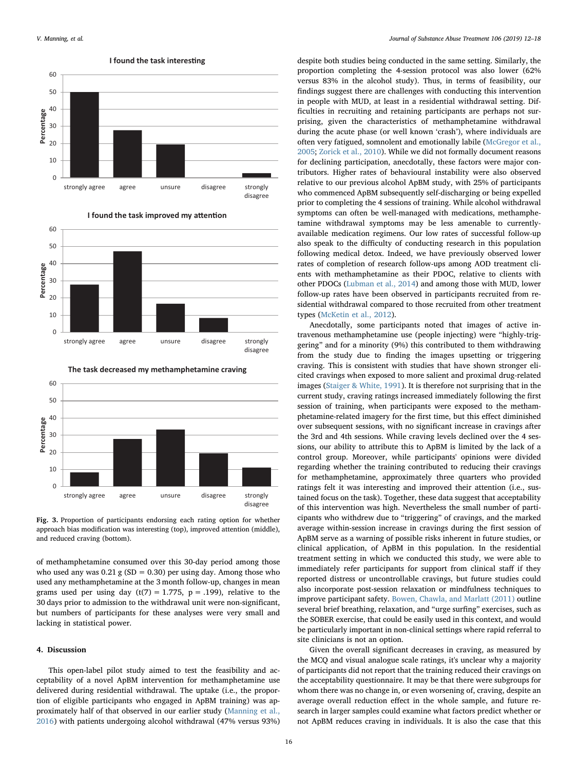**Fig. 3.** Proportion of participants endorsing each rating option for whether approach bias modification was interesting (top), improved attention (middle), and reduced craving (bottom).

of methamphetamine consumed over this 30-day period among those who used any was 0.21 g (SD = 0.30) per using day. Among those who used any methamphetamine at the 3 month follow-up, changes in mean grams used per using day ($t(7) = 1.775$, $p = .199$), relative to the 30 days prior to admission to the withdrawal unit were non-significant, but numbers of participants for these analyses were very small and lacking in statistical power.

## 4. Discussion

This open-label pilot study aimed to test the feasibility and acceptability of a novel ApBM intervention for methamphetamine use delivered during residential withdrawal. The uptake (i.e., the proportion of eligible participants who engaged in ApBM training) was approximately half of that observed in our earlier study (Manning et al., 2016) with patients undergoing alcohol withdrawal (47% versus 93%) despite both studies being conducted in the same setting. Similarly, the proportion completing the 4-session protocol was also lower (62% versus 83% in the alcohol study). Thus, in terms of feasibility, our findings suggest there are challenges with conducting this intervention in people with MUD, at least in a residential withdrawal setting. Difficulties in recruiting and retaining participants are perhaps not surprising, given the characteristics of methamphetamine withdrawal during the acute phase (or well known 'crash'), where individuals are often very fatigued, somnolent and emotionally labile (McGregor et al., 2005; Zorick et al., 2010). While we did not formally document reasons for declining participation, anecdotally, these factors were major contributors. Higher rates of behavioural instability were also observed relative to our previous alcohol ApBM study, with 25% of participants who commenced ApBM subsequently self-discharging or being expelled prior to completing the 4 sessions of training. While alcohol withdrawal symptoms can often be well-managed with medications, methamphetamine withdrawal symptoms may be less amenable to currently-available medication regimens. Our low rates of successful follow-up also speak to the difficulty of conducting research in this population following medical detox. Indeed, we have previously observed lower rates of completion of research follow-ups among AOD treatment clients with methamphetamine as their PDOC, relative to clients with other PDOCs (Lubman et al., 2014) and among those with MUD, lower follow-up rates have been observed in participants recruited from residential withdrawal compared to those recruited from other treatment types (McKetin et al., 2012).

Anecdotally, some participants noted that images of active intravenous methamphetamine use (people injecting) were "highly-triggering" and for a minority (9%) this contributed to them withdrawing from the study due to finding the images upsetting or triggering craving. This is consistent with studies that have shown stronger elicited cravings when exposed to more salient and proximal drug-related images (Staiger & White, 1991). It is therefore not surprising that in the current study, craving ratings increased immediately following the first session of training, when participants were exposed to the methamphetamine-related imagery for the first time, but this effect diminished over subsequent sessions, with no significant increase in cravings after the 3rd and 4th sessions. While craving levels declined over the 4 sessions, our ability to attribute this to ApBM is limited by the lack of a control group. Moreover, while participants' opinions were divided regarding whether the training contributed to reducing their cravings for methamphetamine, approximately three quarters who provided ratings felt it was interesting and improved their attention (i.e., sustained focus on the task). Together, these data suggest that acceptability of this intervention was high. Nevertheless the small number of participants who withdrew due to "triggering" of cravings, and the marked average within-session increase in cravings during the first session of ApBM serve as a warning of possible risks inherent in future studies, or clinical application, of ApBM in this population. In the residential treatment setting in which we conducted this study, we were able to immediately refer participants for support from clinical staff if they reported distress or uncontrollable cravings, but future studies could also incorporate post-session relaxation or mindfulness techniques to improve participant safety. Bowen, Chawla, and Marlatt (2011) outline several brief breathing, relaxation, and "urge surfing" exercises, such as the SOBER exercise, that could be easily used in this context, and would be particularly important in non-clinical settings where rapid referral to site clinicians is not an option.

Given the overall significant decreases in craving, as measured by the MCQ and visual analogue scale ratings, it's unclear why a majority of participants did not report that the training reduced their cravings on the acceptability questionnaire. It may be that there were subgroups for whom there was no change in, or even worsening of, craving, despite an average overall reduction effect in the whole sample, and future research in larger samples could examine what factors predict whether or not ApBM reduces craving in individuals. It is also the case that this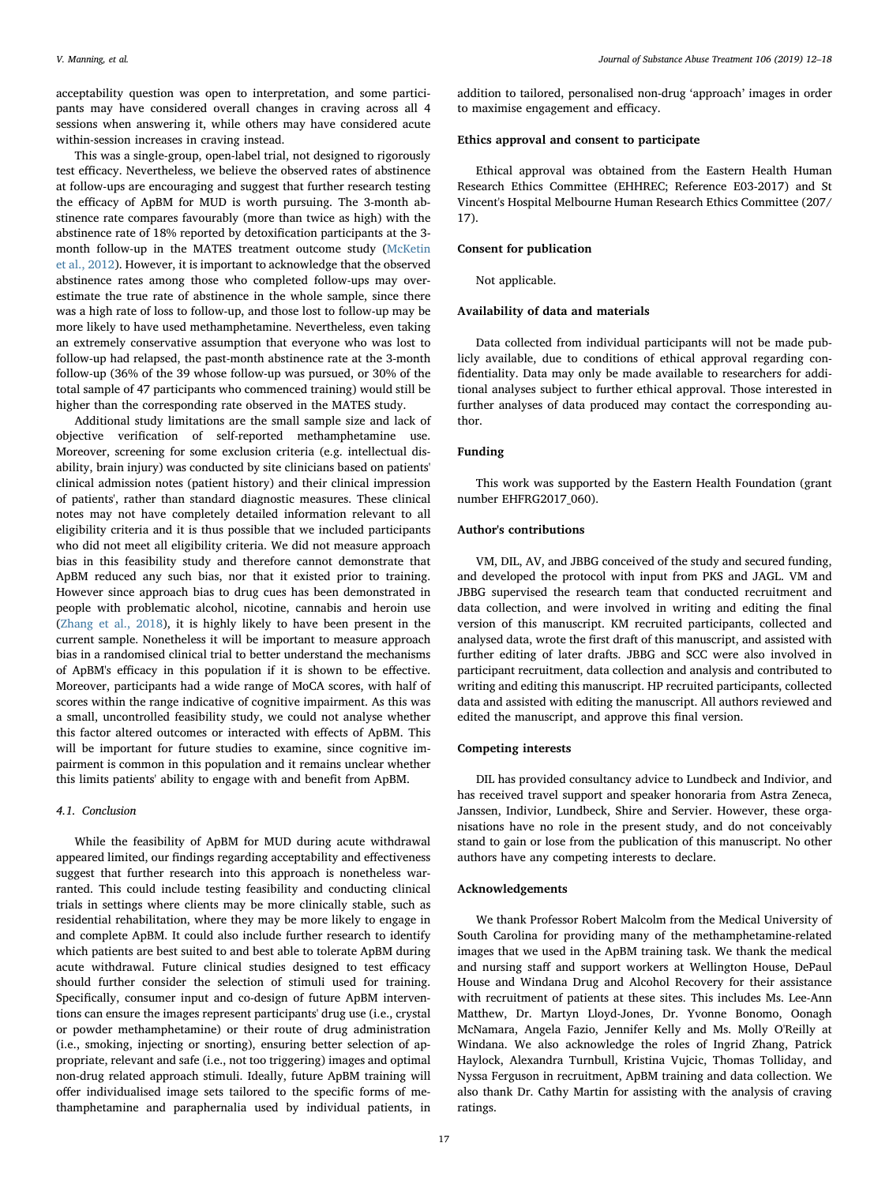acceptability question was open to interpretation, and some participants may have considered overall changes in craving across all 4 sessions when answering it, while others may have considered acute within-session increases in craving instead.

This was a single-group, open-label trial, not designed to rigorously test efficacy. Nevertheless, we believe the observed rates of abstinence at follow-ups are encouraging and suggest that further research testing the efficacy of ApBM for MUD is worth pursuing. The 3-month abstinence rate compares favourably (more than twice as high) with the abstinence rate of 18% reported by detoxification participants at the 3-month follow-up in the MATES treatment outcome study (McKetin et al., 2012). However, it is important to acknowledge that the observed abstinence rates among those who completed follow-ups may overestimate the true rate of abstinence in the whole sample, since there was a high rate of loss to follow-up, and those lost to follow-up may be more likely to have used methamphetamine. Nevertheless, even taking an extremely conservative assumption that everyone who was lost to follow-up had relapsed, the past-month abstinence rate at the 3-month follow-up (36% of the 39 whose follow-up was pursued, or 30% of the total sample of 47 participants who commenced training) would still be higher than the corresponding rate observed in the MATES study.

Additional study limitations are the small sample size and lack of objective verification of self-reported methamphetamine use. Moreover, screening for some exclusion criteria (e.g. intellectual disability, brain injury) was conducted by site clinicians based on patients' clinical admission notes (patient history) and their clinical impression of patients', rather than standard diagnostic measures. These clinical notes may not have completely detailed information relevant to all eligibility criteria and it is thus possible that we included participants who did not meet all eligibility criteria. We did not measure approach bias in this feasibility study and therefore cannot demonstrate that ApBM reduced any such bias, nor that it existed prior to training. However since approach bias to drug cues has been demonstrated in people with problematic alcohol, nicotine, cannabis and heroin use (Zhang et al., 2018), it is highly likely to have been present in the current sample. Nonetheless it will be important to measure approach bias in a randomised clinical trial to better understand the mechanisms of ApBM's efficacy in this population if it is shown to be effective. Moreover, participants had a wide range of MoCA scores, with half of scores within the range indicative of cognitive impairment. As this was a small, uncontrolled feasibility study, we could not analyse whether this factor altered outcomes or interacted with effects of ApBM. This will be important for future studies to examine, since cognitive impairment is common in this population and it remains unclear whether this limits patients' ability to engage with and benefit from ApBM.

### 4.1. Conclusion

While the feasibility of ApBM for MUD during acute withdrawal appeared limited, our findings regarding acceptability and effectiveness suggest that further research into this approach is nonetheless warranted. This could include testing feasibility and conducting clinical trials in settings where clients may be more clinically stable, such as residential rehabilitation, where they may be more likely to engage in and complete ApBM. It could also include further research to identify which patients are best suited to and best able to tolerate ApBM during acute withdrawal. Future clinical studies designed to test efficacy should further consider the selection of stimuli used for training. Specifically, consumer input and co-design of future ApBM interventions can ensure the images represent participants' drug use (i.e., crystal or powder methamphetamine) or their route of drug administration (i.e., smoking, injecting or snorting), ensuring better selection of appropriate, relevant and safe (i.e., not too triggering) images and optimal non-drug related approach stimuli. Ideally, future ApBM training will offer individualised image sets tailored to the specific forms of methamphetamine and paraphernalia used by individual patients, in addition to tailored, personalised non-drug 'approach' images in order to maximise engagement and efficacy.

## Ethics approval and consent to participate

Ethical approval was obtained from the Eastern Health Human Research Ethics Committee (EHHREC; Reference E03-2017) and St Vincent's Hospital Melbourne Human Research Ethics Committee (207/17).

## Consent for publication

Not applicable.

## Availability of data and materials

Data collected from individual participants will not be made publicly available, due to conditions of ethical approval regarding confidentiality. Data may only be made available to researchers for additional analyses subject to further ethical approval. Those interested in further analyses of data produced may contact the corresponding author.

## Funding

This work was supported by the Eastern Health Foundation (grant number EHFRG2017_060).

## Author's contributions

VM, DIL, AV, and JBBG conceived of the study and secured funding, and developed the protocol with input from PKS and JAGL. VM and JBBG supervised the research team that conducted recruitment and data collection, and were involved in writing and editing the final version of this manuscript. KM recruited participants, collected and analysed data, wrote the first draft of this manuscript, and assisted with further editing of later drafts. JBBG and SCC were also involved in participant recruitment, data collection and analysis and contributed to writing and editing this manuscript. HP recruited participants, collected data and assisted with editing the manuscript. All authors reviewed and edited the manuscript, and approve this final version.

## Competing interests

DIL has provided consultancy advice to Lundbeck and Indivior, and has received travel support and speaker honoraria from Astra Zeneca, Janssen, Indivior, Lundbeck, Shire and Servier. However, these organisations have no role in the present study, and do not conceivably stand to gain or lose from the publication of this manuscript. No other authors have any competing interests to declare.

## Acknowledgements

We thank Professor Robert Malcolm from the Medical University of South Carolina for providing many of the methamphetamine-related images that we used in the ApBM training task. We thank the medical and nursing staff and support workers at Wellington House, DePaul House and Windana Drug and Alcohol Recovery for their assistance with recruitment of patients at these sites. This includes Ms. Lee-Ann Matthew, Dr. Martyn Lloyd-Jones, Dr. Yvonne Bonomo, Oonagh McNamara, Angela Fazio, Jennifer Kelly and Ms. Molly O'Reilly at Windana. We also acknowledge the roles of Ingrid Zhang, Patrick Haylock, Alexandra Turnbull, Kristina Vujcic, Thomas Tolliday, and Nyssa Ferguson in recruitment, ApBM training and data collection. We also thank Dr. Cathy Martin for assisting with the analysis of craving ratings.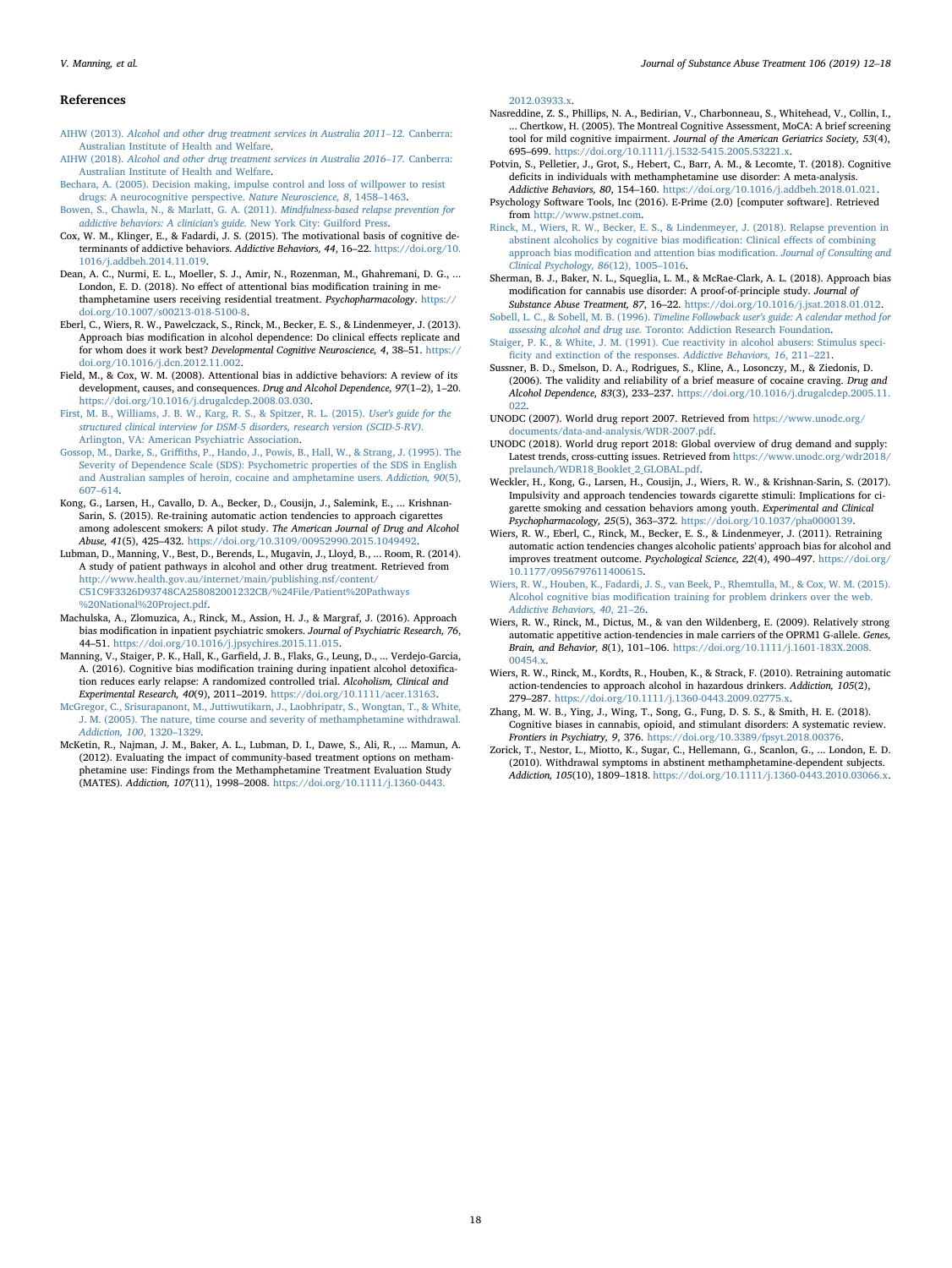## References

AIHW (2013). *Alcohol and other drug treatment services in Australia 2011–12.* Canberra: Australian Institute of Health and Welfare.

AIHW (2018). *Alcohol and other drug treatment services in Australia 2016–17.* Canberra: Australian Institute of Health and Welfare.

Bechara, A. (2005). Decision making, impulse control and loss of willpower to resist drugs: A neurocognitive perspective. *Nature Neuroscience, 8*, 1458–1463.

Bowen, S., Chawla, N., & Marlatt, G. A. (2011). *Mindfulness-based relapse prevention for addictive behaviors: A clinician's guide.* New York City: Guilford Press.

Cox, W. M., Klinger, E., & Fadardi, J. S. (2015). The motivational basis of cognitive determinants of addictive behaviors. *Addictive Behaviors, 44*, 16–22. https://doi.org/10.1016/j.addbeh.2014.11.019.

Dean, A. C., Nurmi, E. L., Moeller, S. J., Amir, N., Rozenman, M., Ghahremani, D. G., ... London, E. D. (2018). No effect of attentional bias modification training in methamphetamine users receiving residential treatment. *Psychopharmacology*. https://doi.org/10.1007/s00213-018-5100-8.

Eberl, C., Wiers, R. W., Pawelczack, S., Rinck, M., Becker, E. S., & Lindenmeyer, J. (2013). Approach bias modification in alcohol dependence: Do clinical effects replicate and for whom does it work best? *Developmental Cognitive Neuroscience, 4*, 38–51. https://doi.org/10.1016/j.dcn.2012.11.002.

Field, M., & Cox, W. M. (2008). Attentional bias in addictive behaviors: A review of its development, causes, and consequences. *Drug and Alcohol Dependence, 97*(1–2), 1–20. https://doi.org/10.1016/j.drugalcdep.2008.03.030.

First, M. B., Williams, J. B. W., Karg, R. S., & Spitzer, R. L. (2015). *User's guide for the structured clinical interview for DSM-5 disorders, research version (SCID-5-RV).* Arlington, VA: American Psychiatric Association.

Gossop, M., Darke, S., Griffiths, P., Hando, J., Powis, B., Hall, W., & Strang, J. (1995). The Severity of Dependence Scale (SDS): Psychometric properties of the SDS in English and Australian samples of heroin, cocaine and amphetamine users. *Addiction, 90*(5), 607–614.

Kong, G., Larsen, H., Cavallo, D. A., Becker, D., Cousijn, J., Salemink, E., ... Krishnan-Sarin, S. (2015). Re-training automatic action tendencies to approach cigarettes among adolescent smokers: A pilot study. *The American Journal of Drug and Alcohol Abuse, 41*(5), 425–432. https://doi.org/10.3109/00952990.2015.1049492.

Lubman, D., Manning, V., Best, D., Berends, L., Mugavin, J., Lloyd, B., ... Room, R. (2014). A study of patient pathways in alcohol and other drug treatment. Retrieved from http://www.health.gov.au/internet/main/publishing.nsf/content/C51C9F3326D93748CA258082001232CB/%24File/Patient%20Pathways%20National%20Project.pdf.

Machulska, A., Zlomuzica, A., Rinck, M., Assion, H. J., & Margraf, J. (2016). Approach bias modification in inpatient psychiatric smokers. *Journal of Psychiatric Research, 76*, 44–51. https://doi.org/10.1016/j.jpsychires.2015.11.015.

Manning, V., Staiger, P. K., Hall, K., Garfield, J. B., Flaks, G., Leung, D., ... Verdejo-Garcia, A. (2016). Cognitive bias modification training during inpatient alcohol detoxification reduces early relapse: A randomized controlled trial. *Alcoholism, Clinical and Experimental Research, 40*(9), 2011–2019. https://doi.org/10.1111/acer.13163.

McGregor, C., Srisurapanont, M., Juttiwutikarn, J., Laobhripatr, S., Wongtan, T., & White, J. M. (2005). The nature, time course and severity of methamphetamine withdrawal. *Addiction, 100*, 1320–1329.

McKetin, R., Najman, J. M., Baker, A. L., Lubman, D. I., Dawe, S., Ali, R., ... Mamun, A. (2012). Evaluating the impact of community-based treatment options on methamphetamine use: Findings from the Methamphetamine Treatment Evaluation Study (MATES). *Addiction, 107*(11), 1998–2008. https://doi.org/10.1111/j.1360-0443.2012.03933.x.

Nasreddine, Z. S., Phillips, N. A., Bedirian, V., Charbonneau, S., Whitehead, V., Collin, I., ... Chertkow, H. (2005). The Montreal Cognitive Assessment, MoCA: A brief screening tool for mild cognitive impairment. *Journal of the American Geriatrics Society, 53*(4), 695–699. https://doi.org/10.1111/j.1532-5415.2005.53221.x.

Potvin, S., Pelletier, J., Grot, S., Hebert, C., Barr, A. M., & Lecomte, T. (2018). Cognitive deficits in individuals with methamphetamine use disorder: A meta-analysis. *Addictive Behaviors, 80*, 154–160. https://doi.org/10.1016/j.addbeh.2018.01.021.

Psychology Software Tools, Inc (2016). E-Prime (2.0) [computer software]. Retrieved from http://www.pstnet.com.

Rinck, M., Wiers, R. W., Becker, E. S., & Lindenmeyer, J. (2018). Relapse prevention in abstinent alcoholics by cognitive bias modification: Clinical effects of combining approach bias modification and attention bias modification. *Journal of Consulting and Clinical Psychology, 86*(12), 1005–1016.

Sherman, B. J., Baker, N. L., Squeglia, L. M., & McRae-Clark, A. L. (2018). Approach bias modification for cannabis use disorder: A proof-of-principle study. *Journal of Substance Abuse Treatment, 87*, 16–22. https://doi.org/10.1016/j.jsat.2018.01.012.

Sobell, L. C., & Sobell, M. B. (1996). *Timeline Followback user's guide: A calendar method for assessing alcohol and drug use.* Toronto: Addiction Research Foundation.

Staiger, P. K., & White, J. M. (1991). Cue reactivity in alcohol abusers: Stimulus specificity and extinction of the responses. *Addictive Behaviors, 16*, 211–221.

Sussner, B. D., Smelson, D. A., Rodrigues, S., Kline, A., Losonczy, M., & Ziedonis, D. (2006). The validity and reliability of a brief measure of cocaine craving. *Drug and Alcohol Dependence, 83*(3), 233–237. https://doi.org/10.1016/j.drugalcdep.2005.11.022.

UNODC (2007). World drug report 2007. Retrieved from https://www.unodc.org/documents/data-and-analysis/WDR-2007.pdf.

UNODC (2018). World drug report 2018: Global overview of drug demand and supply: Latest trends, cross-cutting issues. Retrieved from https://www.unodc.org/wdr2018/prelaunch/WDR18_Booklet_2_GLOBAL.pdf.

Weckler, H., Kong, G., Larsen, H., Cousijn, J., Wiers, R. W., & Krishnan-Sarin, S. (2017). Impulsivity and approach tendencies towards cigarette stimuli: Implications for cigarette smoking and cessation behaviors among youth. *Experimental and Clinical Psychopharmacology, 25*(5), 363–372. https://doi.org/10.1037/pha0000139.

Wiers, R. W., Eberl, C., Rinck, M., Becker, E. S., & Lindenmeyer, J. (2011). Retraining automatic action tendencies changes alcoholic patients' approach bias for alcohol and improves treatment outcome. *Psychological Science, 22*(4), 490–497. https://doi.org/10.1177/0956797611400615.

Wiers, R. W., Houben, K., Fadardi, J. S., van Beek, P., Rhemtulla, M., & Cox, W. M. (2015). Alcohol cognitive bias modification training for problem drinkers over the web. *Addictive Behaviors, 40*, 21–26.

Wiers, R. W., Rinck, M., Dictus, M., & van den Wildenberg, E. (2009). Relatively strong automatic appetitive action-tendencies in male carriers of the OPRM1 G-allele. *Genes, Brain, and Behavior, 8*(1), 101–106. https://doi.org/10.1111/j.1601-183X.2008.00454.x.

Wiers, R. W., Rinck, M., Kordts, R., Houben, K., & Strack, F. (2010). Retraining automatic action-tendencies to approach alcohol in hazardous drinkers. *Addiction, 105*(2), 279–287. https://doi.org/10.1111/j.1360-0443.2009.02775.x.

Zhang, M. W. B., Ying, J., Wing, T., Song, G., Fung, D. S. S., & Smith, H. E. (2018). Cognitive biases in cannabis, opioid, and stimulant disorders: A systematic review. *Frontiers in Psychiatry, 9*, 376. https://doi.org/10.3389/fpsyt.2018.00376.

Zorick, T., Nestor, L., Miotto, K., Sugar, C., Hellemann, G., Scanlon, G., ... London, E. D. (2010). Withdrawal symptoms in abstinent methamphetamine-dependent subjects. *Addiction, 105*(10), 1809–1818. https://doi.org/10.1111/j.1360-0443.2010.03066.x.